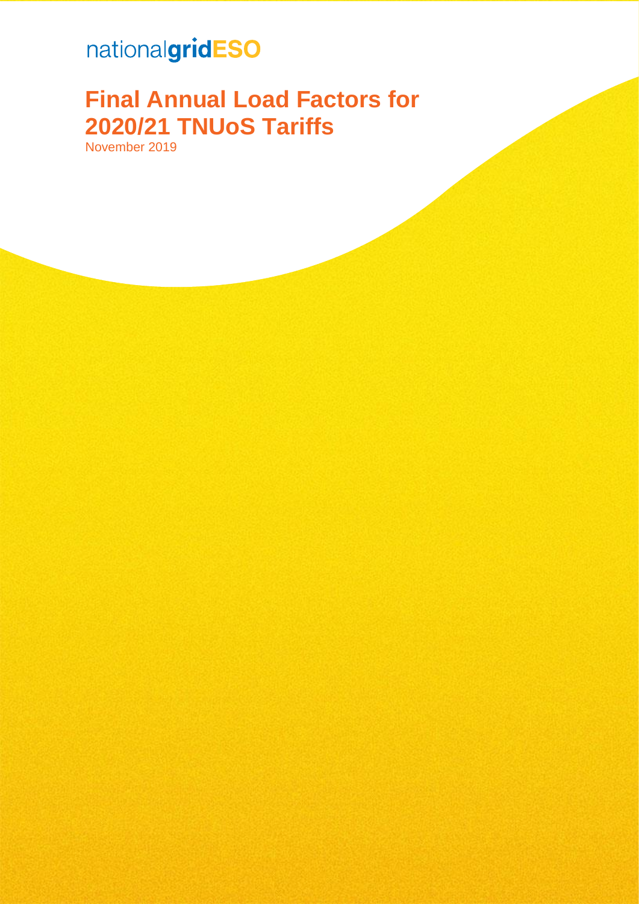nationalgridESO

# Final Annual Load Factors for 2020/21 TNUoS Tariffs

November 2019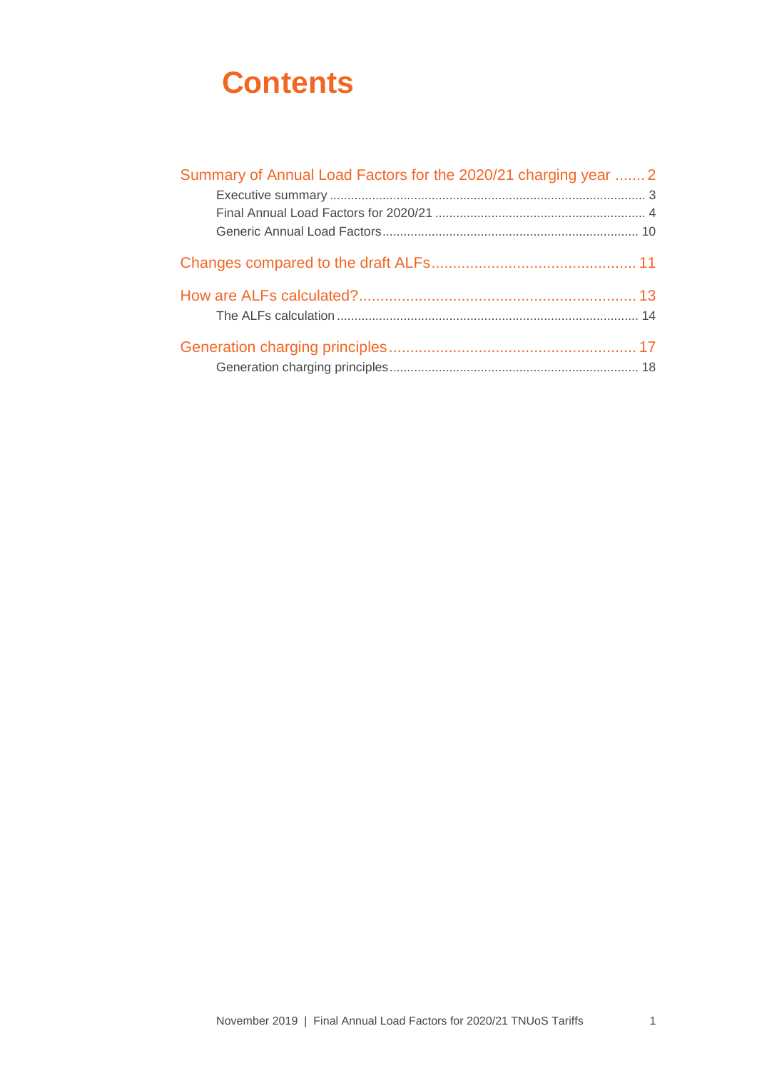# Contents

Summary of Annual Load Factors for the 2020/21 charging year ....... 2
- Executive summary ........ 3
- Final Annual Load Factors for 2020/21 ........ 4
- Generic Annual Load Factors ........ 10

Changes compared to the draft ALFs ........ 11

How are ALFs calculated? ........ 13
- The ALFs calculation ........ 14

Generation charging principles ........ 17
- Generation charging principles ........ 18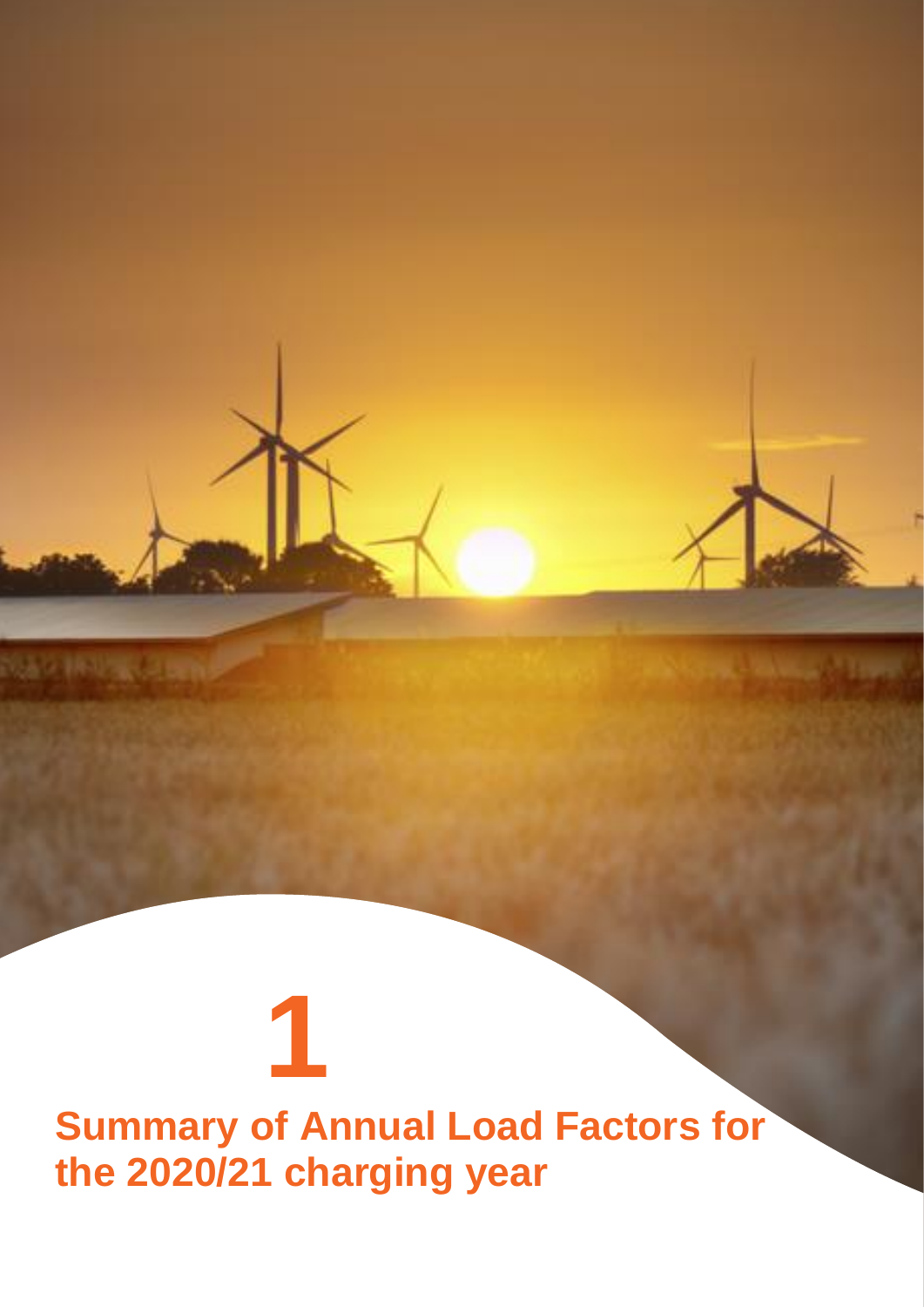# 1

# Summary of Annual Load Factors for the 2020/21 charging year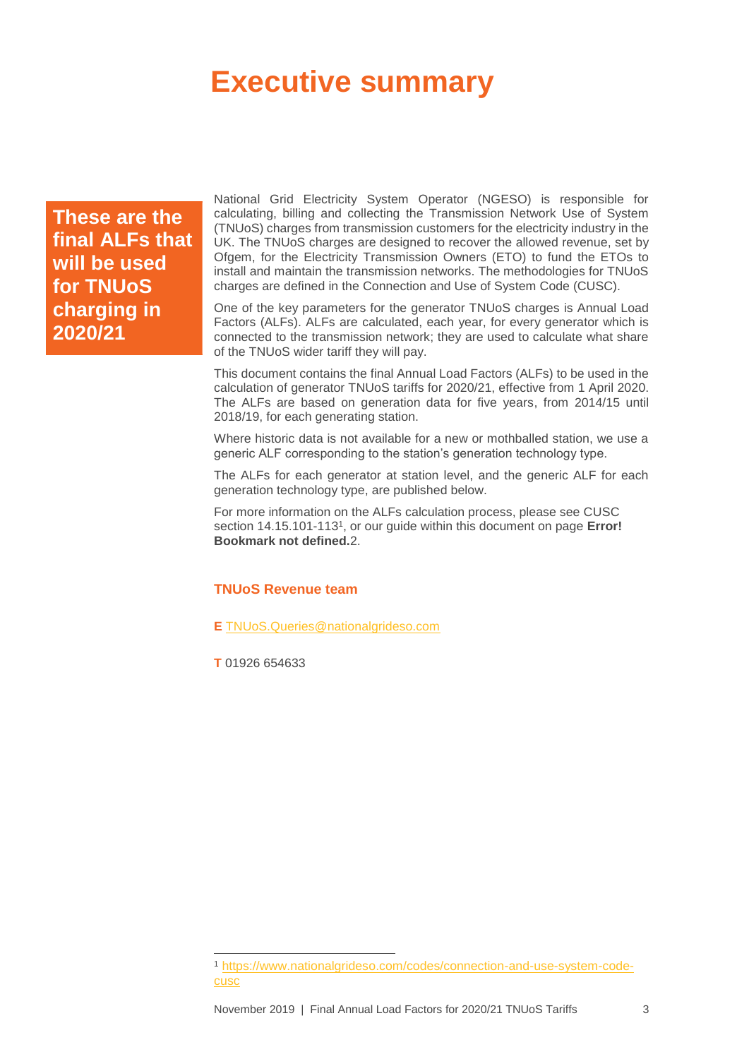# Executive summary

**These are the final ALFs that will be used for TNUoS charging in 2020/21**

National Grid Electricity System Operator (NGESO) is responsible for calculating, billing and collecting the Transmission Network Use of System (TNUoS) charges from transmission customers for the electricity industry in the UK. The TNUoS charges are designed to recover the allowed revenue, set by Ofgem, for the Electricity Transmission Owners (ETO) to fund the ETOs to install and maintain the transmission networks. The methodologies for TNUoS charges are defined in the Connection and Use of System Code (CUSC).

One of the key parameters for the generator TNUoS charges is Annual Load Factors (ALFs). ALFs are calculated, each year, for every generator which is connected to the transmission network; they are used to calculate what share of the TNUoS wider tariff they will pay.

This document contains the final Annual Load Factors (ALFs) to be used in the calculation of generator TNUoS tariffs for 2020/21, effective from 1 April 2020. The ALFs are based on generation data for five years, from 2014/15 until 2018/19, for each generating station.

Where historic data is not available for a new or mothballed station, we use a generic ALF corresponding to the station's generation technology type.

The ALFs for each generator at station level, and the generic ALF for each generation technology type, are published below.

For more information on the ALFs calculation process, please see CUSC section 14.15.101-113[1], or our guide within this document on page **Error! Bookmark not defined.**2.

### TNUoS Revenue team

**E** TNUoS.Queries@nationalgrideso.com

**T** 01926 654633

---

[1] https://www.nationalgrideso.com/codes/connection-and-use-system-code-cusc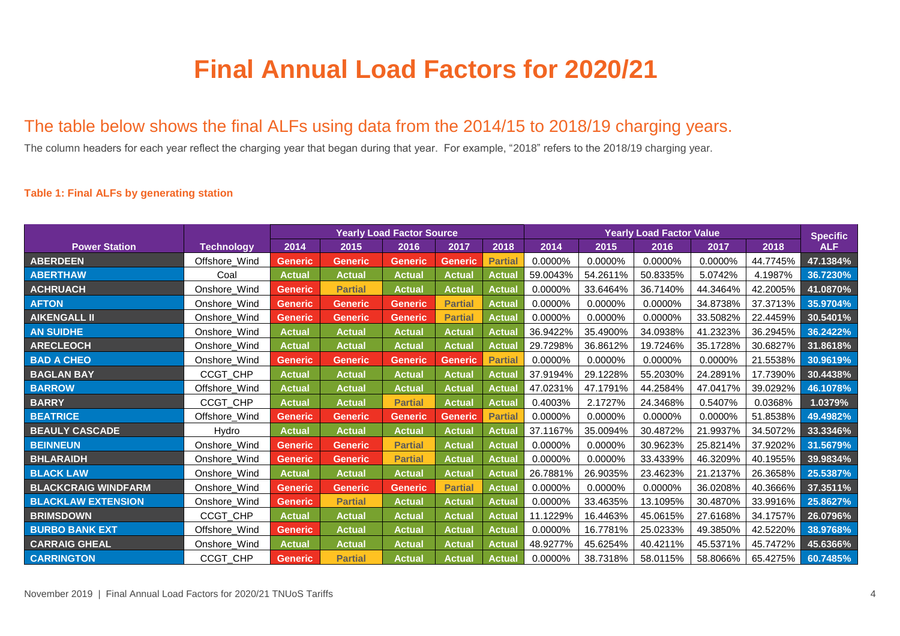# Final Annual Load Factors for 2020/21

## The table below shows the final ALFs using data from the 2014/15 to 2018/19 charging years.

The column headers for each year reflect the charging year that began during that year. For example, "2018" refers to the 2018/19 charging year.

**Table 1: Final ALFs by generating station**

| Power Station | Technology | Yearly Load Factor Source | | | | | Yearly Load Factor Value | | | | | Specific ALF |
|---|---|---|---|---|---|---|---|---|---|---|---|---|
| | | 2014 | 2015 | 2016 | 2017 | 2018 | 2014 | 2015 | 2016 | 2017 | 2018 | |
| ABERDEEN | Offshore_Wind | Generic | Generic | Generic | Generic | Partial | 0.0000% | 0.0000% | 0.0000% | 0.0000% | 44.7745% | 47.1384% |
| ABERTHAW | Coal | Actual | Actual | Actual | Actual | Actual | 59.0043% | 54.2611% | 50.8335% | 5.0742% | 4.1987% | 36.7230% |
| ACHRUACH | Onshore_Wind | Generic | Partial | Actual | Actual | Actual | 0.0000% | 33.6464% | 36.7140% | 44.3464% | 42.2005% | 41.0870% |
| AFTON | Onshore_Wind | Generic | Generic | Generic | Partial | Actual | 0.0000% | 0.0000% | 0.0000% | 34.8738% | 37.3713% | 35.9704% |
| AIKENGALL II | Onshore_Wind | Generic | Generic | Generic | Partial | Actual | 0.0000% | 0.0000% | 0.0000% | 33.5082% | 22.4459% | 30.5401% |
| AN SUIDHE | Onshore_Wind | Actual | Actual | Actual | Actual | Actual | 36.9422% | 35.4900% | 34.0938% | 41.2323% | 36.2945% | 36.2422% |
| ARECLEOCH | Onshore_Wind | Actual | Actual | Actual | Actual | Actual | 29.7298% | 36.8612% | 19.7246% | 35.1728% | 30.6827% | 31.8618% |
| BAD A CHEO | Onshore_Wind | Generic | Generic | Generic | Generic | Partial | 0.0000% | 0.0000% | 0.0000% | 0.0000% | 21.5538% | 30.9619% |
| BAGLAN BAY | CCGT_CHP | Actual | Actual | Actual | Actual | Actual | 37.9194% | 29.1228% | 55.2030% | 24.2891% | 17.7390% | 30.4438% |
| BARROW | Offshore_Wind | Actual | Actual | Actual | Actual | Actual | 47.0231% | 47.1791% | 44.2584% | 47.0417% | 39.0292% | 46.1078% |
| BARRY | CCGT_CHP | Actual | Actual | Partial | Actual | Actual | 0.4003% | 2.1727% | 24.3468% | 0.5407% | 0.0368% | 1.0379% |
| BEATRICE | Offshore_Wind | Generic | Generic | Generic | Generic | Partial | 0.0000% | 0.0000% | 0.0000% | 0.0000% | 51.8538% | 49.4982% |
| BEAULY CASCADE | Hydro | Actual | Actual | Actual | Actual | Actual | 37.1167% | 35.0094% | 30.4872% | 21.9937% | 34.5072% | 33.3346% |
| BEINNEUN | Onshore_Wind | Generic | Generic | Partial | Actual | Actual | 0.0000% | 0.0000% | 30.9623% | 25.8214% | 37.9202% | 31.5679% |
| BHLARAIDH | Onshore_Wind | Generic | Generic | Partial | Actual | Actual | 0.0000% | 0.0000% | 33.4339% | 46.3209% | 40.1955% | 39.9834% |
| BLACK LAW | Onshore_Wind | Actual | Actual | Actual | Actual | Actual | 26.7881% | 26.9035% | 23.4623% | 21.2137% | 26.3658% | 25.5387% |
| BLACKCRAIG WINDFARM | Onshore_Wind | Generic | Generic | Generic | Partial | Actual | 0.0000% | 0.0000% | 0.0000% | 36.0208% | 40.3666% | 37.3511% |
| BLACKLAW EXTENSION | Onshore_Wind | Generic | Partial | Actual | Actual | Actual | 0.0000% | 33.4635% | 13.1095% | 30.4870% | 33.9916% | 25.8627% |
| BRIMSDOWN | CCGT_CHP | Actual | Actual | Actual | Actual | Actual | 11.1229% | 16.4463% | 45.0615% | 27.6168% | 34.1757% | 26.0796% |
| BURBO BANK EXT | Offshore_Wind | Generic | Actual | Actual | Actual | Actual | 0.0000% | 16.7781% | 25.0233% | 49.3850% | 42.5220% | 38.9768% |
| CARRAIG GHEAL | Onshore_Wind | Actual | Actual | Actual | Actual | Actual | 48.9277% | 45.6254% | 40.4211% | 45.5371% | 45.7472% | 45.6366% |
| CARRINGTON | CCGT_CHP | Generic | Partial | Actual | Actual | Actual | 0.0000% | 38.7318% | 58.0115% | 58.8066% | 65.4275% | 60.7485% |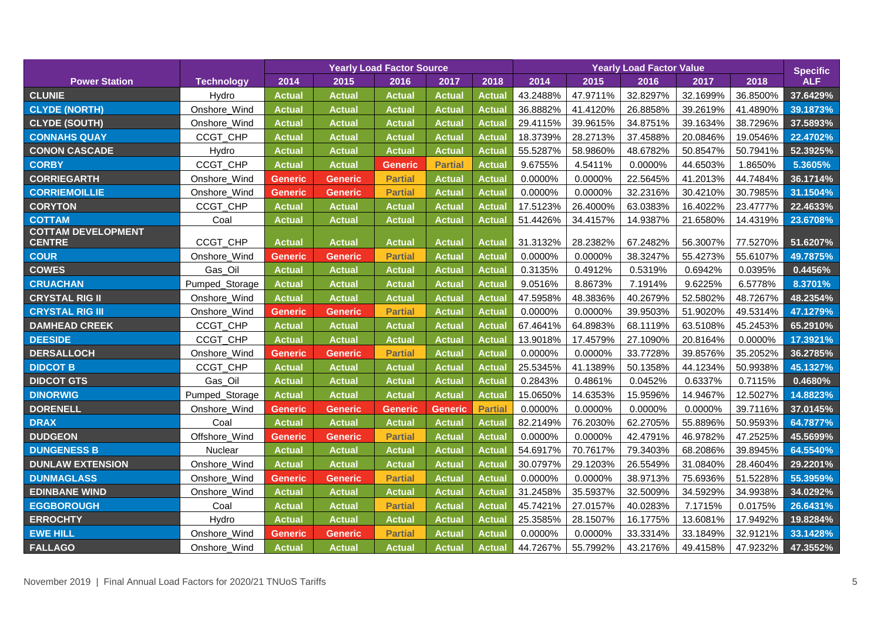| Power Station | Technology | Yearly Load Factor Source | | | | | Yearly Load Factor Value | | | | | Specific ALF |
|---|---|---|---|---|---|---|---|---|---|---|---|---|
| | | 2014 | 2015 | 2016 | 2017 | 2018 | 2014 | 2015 | 2016 | 2017 | 2018 | |
| CLUNIE | Hydro | Actual | Actual | Actual | Actual | Actual | 43.2488% | 47.9711% | 32.8297% | 32.1699% | 36.8500% | 37.6429% |
| CLYDE (NORTH) | Onshore_Wind | Actual | Actual | Actual | Actual | Actual | 36.8882% | 41.4120% | 26.8858% | 39.2619% | 41.4890% | 39.1873% |
| CLYDE (SOUTH) | Onshore_Wind | Actual | Actual | Actual | Actual | Actual | 29.4115% | 39.9615% | 34.8751% | 39.1634% | 38.7296% | 37.5893% |
| CONNAHS QUAY | CCGT_CHP | Actual | Actual | Actual | Actual | Actual | 18.3739% | 28.2713% | 37.4588% | 20.0846% | 19.0546% | 22.4702% |
| CONON CASCADE | Hydro | Actual | Actual | Actual | Actual | Actual | 55.5287% | 58.9860% | 48.6782% | 50.8547% | 50.7941% | 52.3925% |
| CORBY | CCGT_CHP | Actual | Actual | Generic | Partial | Actual | 9.6755% | 4.5411% | 0.0000% | 44.6503% | 1.8650% | 5.3605% |
| CORRIEGARTH | Onshore_Wind | Generic | Generic | Partial | Actual | Actual | 0.0000% | 0.0000% | 22.5645% | 41.2013% | 44.7484% | 36.1714% |
| CORRIEMOILLIE | Onshore_Wind | Generic | Generic | Partial | Actual | Actual | 0.0000% | 0.0000% | 32.2316% | 30.4210% | 30.7985% | 31.1504% |
| CORYTON | CCGT_CHP | Actual | Actual | Actual | Actual | Actual | 17.5123% | 26.4000% | 63.0383% | 16.4022% | 23.4777% | 22.4633% |
| COTTAM | Coal | Actual | Actual | Actual | Actual | Actual | 51.4426% | 34.4157% | 14.9387% | 21.6580% | 14.4319% | 23.6708% |
| COTTAM DEVELOPMENT CENTRE | CCGT_CHP | Actual | Actual | Actual | Actual | Actual | 31.3132% | 28.2382% | 67.2482% | 56.3007% | 77.5270% | 51.6207% |
| COUR | Onshore_Wind | Generic | Generic | Partial | Actual | Actual | 0.0000% | 0.0000% | 38.3247% | 55.4273% | 55.6107% | 49.7875% |
| COWES | Gas_Oil | Actual | Actual | Actual | Actual | Actual | 0.3135% | 0.4912% | 0.5319% | 0.6942% | 0.0395% | 0.4456% |
| CRUACHAN | Pumped_Storage | Actual | Actual | Actual | Actual | Actual | 9.0516% | 8.8673% | 7.1914% | 9.6225% | 6.5778% | 8.3701% |
| CRYSTAL RIG II | Onshore_Wind | Actual | Actual | Actual | Actual | Actual | 47.5958% | 48.3836% | 40.2679% | 52.5802% | 48.7267% | 48.2354% |
| CRYSTAL RIG III | Onshore_Wind | Generic | Generic | Partial | Actual | Actual | 0.0000% | 0.0000% | 39.9503% | 51.9020% | 49.5314% | 47.1279% |
| DAMHEAD CREEK | CCGT_CHP | Actual | Actual | Actual | Actual | Actual | 67.4641% | 64.8983% | 68.1119% | 63.5108% | 45.2453% | 65.2910% |
| DEESIDE | CCGT_CHP | Actual | Actual | Actual | Actual | Actual | 13.9018% | 17.4579% | 27.1090% | 20.8164% | 0.0000% | 17.3921% |
| DERSALLOCH | Onshore_Wind | Generic | Generic | Partial | Actual | Actual | 0.0000% | 0.0000% | 33.7728% | 39.8576% | 35.2052% | 36.2785% |
| DIDCOT B | CCGT_CHP | Actual | Actual | Actual | Actual | Actual | 25.5345% | 41.1389% | 50.1358% | 44.1234% | 50.9938% | 45.1327% |
| DIDCOT GTS | Gas_Oil | Actual | Actual | Actual | Actual | Actual | 0.2843% | 0.4861% | 0.0452% | 0.6337% | 0.7115% | 0.4680% |
| DINORWIG | Pumped_Storage | Actual | Actual | Actual | Actual | Actual | 15.0650% | 14.6353% | 15.9596% | 14.9467% | 12.5027% | 14.8823% |
| DORENELL | Onshore_Wind | Generic | Generic | Generic | Generic | Partial | 0.0000% | 0.0000% | 0.0000% | 0.0000% | 39.7116% | 37.0145% |
| DRAX | Coal | Actual | Actual | Actual | Actual | Actual | 82.2149% | 76.2030% | 62.2705% | 55.8896% | 50.9593% | 64.7877% |
| DUDGEON | Offshore_Wind | Generic | Generic | Partial | Actual | Actual | 0.0000% | 0.0000% | 42.4791% | 46.9782% | 47.2525% | 45.5699% |
| DUNGENESS B | Nuclear | Actual | Actual | Actual | Actual | Actual | 54.6917% | 70.7617% | 79.3403% | 68.2086% | 39.8945% | 64.5540% |
| DUNLAW EXTENSION | Onshore_Wind | Actual | Actual | Actual | Actual | Actual | 30.0797% | 29.1203% | 26.5549% | 31.0840% | 28.4604% | 29.2201% |
| DUNMAGLASS | Onshore_Wind | Generic | Generic | Partial | Actual | Actual | 0.0000% | 0.0000% | 38.9713% | 75.6936% | 51.5228% | 55.3959% |
| EDINBANE WIND | Onshore_Wind | Actual | Actual | Actual | Actual | Actual | 31.2458% | 35.5937% | 32.5009% | 34.5929% | 34.9938% | 34.0292% |
| EGGBOROUGH | Coal | Actual | Actual | Partial | Actual | Actual | 45.7421% | 27.0157% | 40.0283% | 7.1715% | 0.0175% | 26.6431% |
| ERROCHTY | Hydro | Actual | Actual | Actual | Actual | Actual | 25.3585% | 28.1507% | 16.1775% | 13.6081% | 17.9492% | 19.8284% |
| EWE HILL | Onshore_Wind | Generic | Generic | Partial | Actual | Actual | 0.0000% | 0.0000% | 33.3314% | 33.1849% | 32.9121% | 33.1428% |
| FALLAGO | Onshore_Wind | Actual | Actual | Actual | Actual | Actual | 44.7267% | 55.7992% | 43.2176% | 49.4158% | 47.9232% | 47.3552% |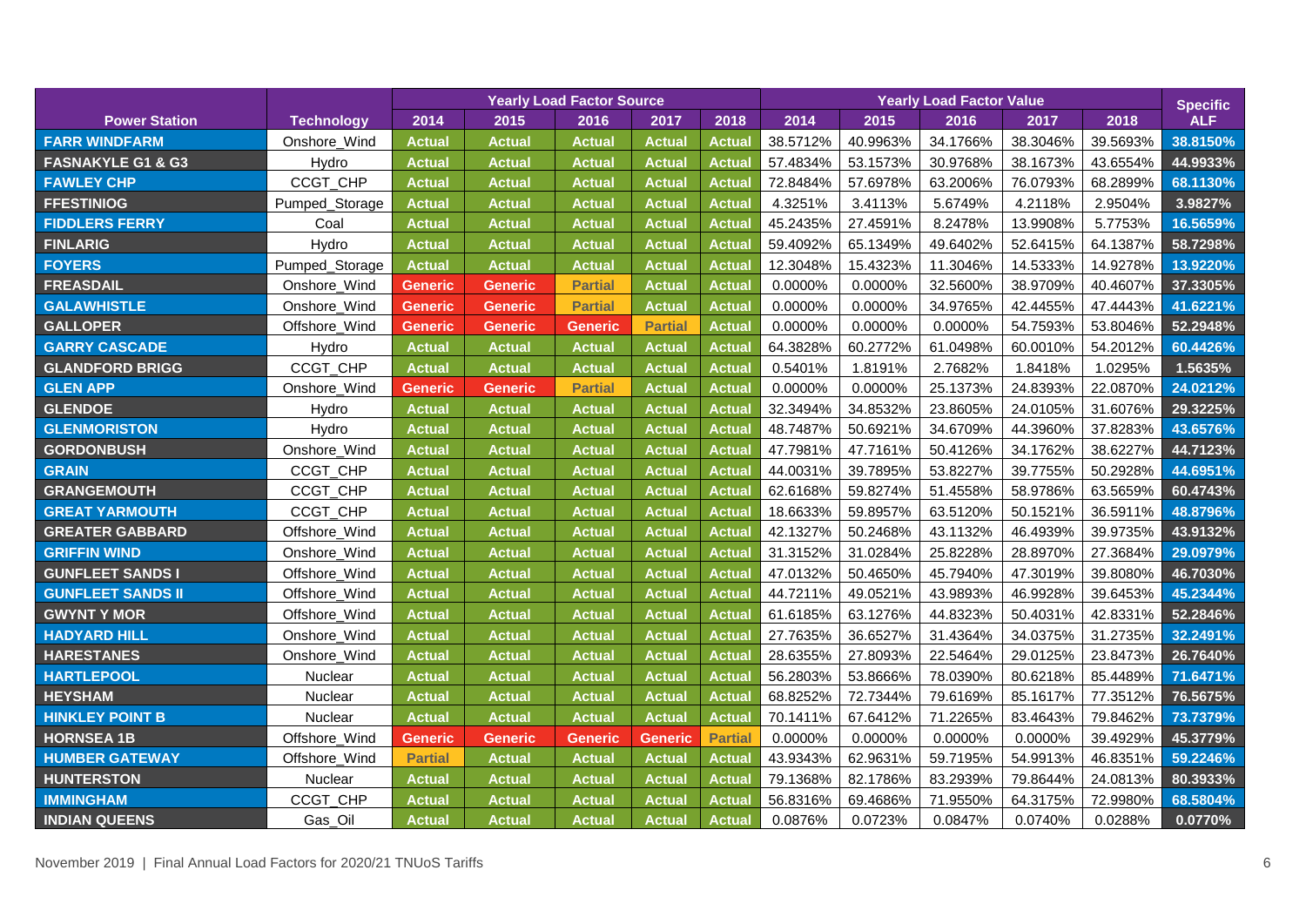| Power Station | Technology | Yearly Load Factor Source | | | | | Yearly Load Factor Value | | | | | Specific ALF |
|---|---|---|---|---|---|---|---|---|---|---|---|---|
| | | 2014 | 2015 | 2016 | 2017 | 2018 | 2014 | 2015 | 2016 | 2017 | 2018 | |
| FARR WINDFARM | Onshore_Wind | Actual | Actual | Actual | Actual | Actual | 38.5712% | 40.9963% | 34.1766% | 38.3046% | 39.5693% | 38.8150% |
| FASNAKYLE G1 & G3 | Hydro | Actual | Actual | Actual | Actual | Actual | 57.4834% | 53.1573% | 30.9768% | 38.1673% | 43.6554% | 44.9933% |
| FAWLEY CHP | CCGT_CHP | Actual | Actual | Actual | Actual | Actual | 72.8484% | 57.6978% | 63.2006% | 76.0793% | 68.2899% | 68.1130% |
| FFESTINIOG | Pumped_Storage | Actual | Actual | Actual | Actual | Actual | 4.3251% | 3.4113% | 5.6749% | 4.2118% | 2.9504% | 3.9827% |
| FIDDLERS FERRY | Coal | Actual | Actual | Actual | Actual | Actual | 45.2435% | 27.4591% | 8.2478% | 13.9908% | 5.7753% | 16.5659% |
| FINLARIG | Hydro | Actual | Actual | Actual | Actual | Actual | 59.4092% | 65.1349% | 49.6402% | 52.6415% | 64.1387% | 58.7298% |
| FOYERS | Pumped_Storage | Actual | Actual | Actual | Actual | Actual | 12.3048% | 15.4323% | 11.3046% | 14.5333% | 14.9278% | 13.9220% |
| FREASDAIL | Onshore_Wind | Generic | Generic | Partial | Actual | Actual | 0.0000% | 0.0000% | 32.5600% | 38.9709% | 40.4607% | 37.3305% |
| GALAWHISTLE | Onshore_Wind | Generic | Generic | Partial | Actual | Actual | 0.0000% | 0.0000% | 34.9765% | 42.4455% | 47.4443% | 41.6221% |
| GALLOPER | Offshore_Wind | Generic | Generic | Generic | Partial | Actual | 0.0000% | 0.0000% | 0.0000% | 54.7593% | 53.8046% | 52.2948% |
| GARRY CASCADE | Hydro | Actual | Actual | Actual | Actual | Actual | 64.3828% | 60.2772% | 61.0498% | 60.0010% | 54.2012% | 60.4426% |
| GLANDFORD BRIGG | CCGT_CHP | Actual | Actual | Actual | Actual | Actual | 0.5401% | 1.8191% | 2.7682% | 1.8418% | 1.0295% | 1.5635% |
| GLEN APP | Onshore_Wind | Generic | Generic | Partial | Actual | Actual | 0.0000% | 0.0000% | 25.1373% | 24.8393% | 22.0870% | 24.0212% |
| GLENDOE | Hydro | Actual | Actual | Actual | Actual | Actual | 32.3494% | 34.8532% | 23.8605% | 24.0105% | 31.6076% | 29.3225% |
| GLENMORISTON | Hydro | Actual | Actual | Actual | Actual | Actual | 48.7487% | 50.6921% | 34.6709% | 44.3960% | 37.8283% | 43.6576% |
| GORDONBUSH | Onshore_Wind | Actual | Actual | Actual | Actual | Actual | 47.7981% | 47.7161% | 50.4126% | 34.1762% | 38.6227% | 44.7123% |
| GRAIN | CCGT_CHP | Actual | Actual | Actual | Actual | Actual | 44.0031% | 39.7895% | 53.8227% | 39.7755% | 50.2928% | 44.6951% |
| GRANGEMOUTH | CCGT_CHP | Actual | Actual | Actual | Actual | Actual | 62.6168% | 59.8274% | 51.4558% | 58.9786% | 63.5659% | 60.4743% |
| GREAT YARMOUTH | CCGT_CHP | Actual | Actual | Actual | Actual | Actual | 18.6633% | 59.8957% | 63.5120% | 50.1521% | 36.5911% | 48.8796% |
| GREATER GABBARD | Offshore_Wind | Actual | Actual | Actual | Actual | Actual | 42.1327% | 50.2468% | 43.1132% | 46.4939% | 39.9735% | 43.9132% |
| GRIFFIN WIND | Onshore_Wind | Actual | Actual | Actual | Actual | Actual | 31.3152% | 31.0284% | 25.8228% | 28.8970% | 27.3684% | 29.0979% |
| GUNFLEET SANDS I | Offshore_Wind | Actual | Actual | Actual | Actual | Actual | 47.0132% | 50.4650% | 45.7940% | 47.3019% | 39.8080% | 46.7030% |
| GUNFLEET SANDS II | Offshore_Wind | Actual | Actual | Actual | Actual | Actual | 44.7211% | 49.0521% | 43.9893% | 46.9928% | 39.6453% | 45.2344% |
| GWYNT Y MOR | Offshore_Wind | Actual | Actual | Actual | Actual | Actual | 61.6185% | 63.1276% | 44.8323% | 50.4031% | 42.8331% | 52.2846% |
| HADYARD HILL | Onshore_Wind | Actual | Actual | Actual | Actual | Actual | 27.7635% | 36.6527% | 31.4364% | 34.0375% | 31.2735% | 32.2491% |
| HARESTANES | Onshore_Wind | Actual | Actual | Actual | Actual | Actual | 28.6355% | 27.8093% | 22.5464% | 29.0125% | 23.8473% | 26.7640% |
| HARTLEPOOL | Nuclear | Actual | Actual | Actual | Actual | Actual | 56.2803% | 53.8666% | 78.0390% | 80.6218% | 85.4489% | 71.6471% |
| HEYSHAM | Nuclear | Actual | Actual | Actual | Actual | Actual | 68.8252% | 72.7344% | 79.6169% | 85.1617% | 77.3512% | 76.5675% |
| HINKLEY POINT B | Nuclear | Actual | Actual | Actual | Actual | Actual | 70.1411% | 67.6412% | 71.2265% | 83.4643% | 79.8462% | 73.7379% |
| HORNSEA 1B | Offshore_Wind | Generic | Generic | Generic | Generic | Partial | 0.0000% | 0.0000% | 0.0000% | 0.0000% | 39.4929% | 45.3779% |
| HUMBER GATEWAY | Offshore_Wind | Partial | Actual | Actual | Actual | Actual | 43.9343% | 62.9631% | 59.7195% | 54.9913% | 46.8351% | 59.2246% |
| HUNTERSTON | Nuclear | Actual | Actual | Actual | Actual | Actual | 79.1368% | 82.1786% | 83.2939% | 79.8644% | 24.0813% | 80.3933% |
| IMMINGHAM | CCGT_CHP | Actual | Actual | Actual | Actual | Actual | 56.8316% | 69.4686% | 71.9550% | 64.3175% | 72.9980% | 68.5804% |
| INDIAN QUEENS | Gas_Oil | Actual | Actual | Actual | Actual | Actual | 0.0876% | 0.0723% | 0.0847% | 0.0740% | 0.0288% | 0.0770% |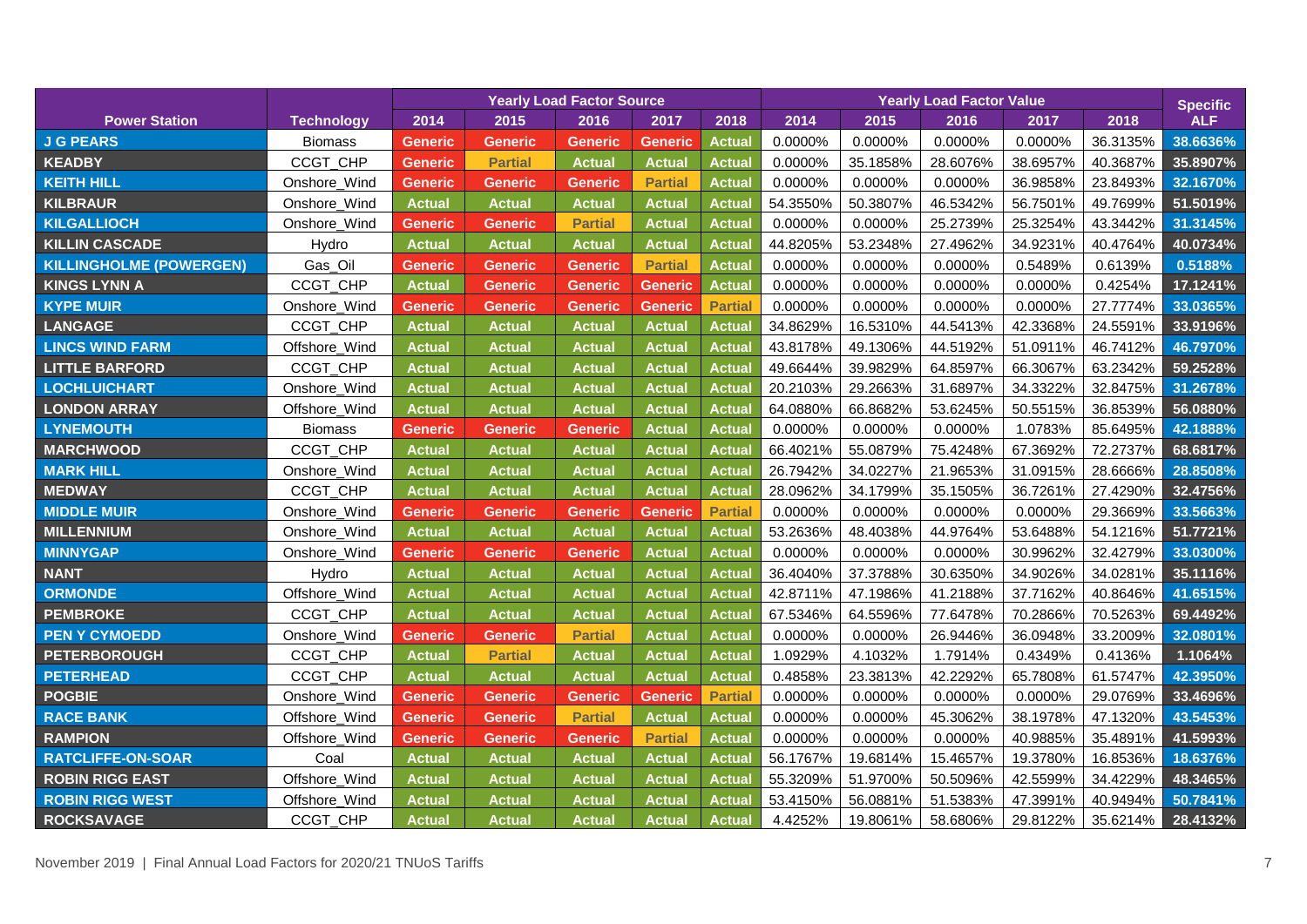| Power Station | Technology | Yearly Load Factor Source | | | | | Yearly Load Factor Value | | | | | Specific ALF |
|---|---|---|---|---|---|---|---|---|---|---|---|---|
| | | 2014 | 2015 | 2016 | 2017 | 2018 | 2014 | 2015 | 2016 | 2017 | 2018 | |
| J G PEARS | Biomass | Generic | Generic | Generic | Generic | Actual | 0.0000% | 0.0000% | 0.0000% | 0.0000% | 36.3135% | 38.6636% |
| KEADBY | CCGT_CHP | Generic | Partial | Actual | Actual | Actual | 0.0000% | 35.1858% | 28.6076% | 38.6957% | 40.3687% | 35.8907% |
| KEITH HILL | Onshore_Wind | Generic | Generic | Generic | Partial | Actual | 0.0000% | 0.0000% | 0.0000% | 36.9858% | 23.8493% | 32.1670% |
| KILBRAUR | Onshore_Wind | Actual | Actual | Actual | Actual | Actual | 54.3550% | 50.3807% | 46.5342% | 56.7501% | 49.7699% | 51.5019% |
| KILGALLIOCH | Onshore_Wind | Generic | Generic | Partial | Actual | Actual | 0.0000% | 0.0000% | 25.2739% | 25.3254% | 43.3442% | 31.3145% |
| KILLIN CASCADE | Hydro | Actual | Actual | Actual | Actual | Actual | 44.8205% | 53.2348% | 27.4962% | 34.9231% | 40.4764% | 40.0734% |
| KILLINGHOLME (POWERGEN) | Gas_Oil | Generic | Generic | Generic | Partial | Actual | 0.0000% | 0.0000% | 0.0000% | 0.5489% | 0.6139% | 0.5188% |
| KINGS LYNN A | CCGT_CHP | Actual | Generic | Generic | Generic | Actual | 0.0000% | 0.0000% | 0.0000% | 0.0000% | 0.4254% | 17.1241% |
| KYPE MUIR | Onshore_Wind | Generic | Generic | Generic | Generic | Partial | 0.0000% | 0.0000% | 0.0000% | 0.0000% | 27.7774% | 33.0365% |
| LANGAGE | CCGT_CHP | Actual | Actual | Actual | Actual | Actual | 34.8629% | 16.5310% | 44.5413% | 42.3368% | 24.5591% | 33.9196% |
| LINCS WIND FARM | Offshore_Wind | Actual | Actual | Actual | Actual | Actual | 43.8178% | 49.1306% | 44.5192% | 51.0911% | 46.7412% | 46.7970% |
| LITTLE BARFORD | CCGT_CHP | Actual | Actual | Actual | Actual | Actual | 49.6644% | 39.9829% | 64.8597% | 66.3067% | 63.2342% | 59.2528% |
| LOCHLUICHART | Onshore_Wind | Actual | Actual | Actual | Actual | Actual | 20.2103% | 29.2663% | 31.6897% | 34.3322% | 32.8475% | 31.2678% |
| LONDON ARRAY | Offshore_Wind | Actual | Actual | Actual | Actual | Actual | 64.0880% | 66.8682% | 53.6245% | 50.5515% | 36.8539% | 56.0880% |
| LYNEMOUTH | Biomass | Generic | Generic | Generic | Actual | Actual | 0.0000% | 0.0000% | 0.0000% | 1.0783% | 85.6495% | 42.1888% |
| MARCHWOOD | CCGT_CHP | Actual | Actual | Actual | Actual | Actual | 66.4021% | 55.0879% | 75.4248% | 67.3692% | 72.2737% | 68.6817% |
| MARK HILL | Onshore_Wind | Actual | Actual | Actual | Actual | Actual | 26.7942% | 34.0227% | 21.9653% | 31.0915% | 28.6666% | 28.8508% |
| MEDWAY | CCGT_CHP | Actual | Actual | Actual | Actual | Actual | 28.0962% | 34.1799% | 35.1505% | 36.7261% | 27.4290% | 32.4756% |
| MIDDLE MUIR | Onshore_Wind | Generic | Generic | Generic | Generic | Partial | 0.0000% | 0.0000% | 0.0000% | 0.0000% | 29.3669% | 33.5663% |
| MILLENNIUM | Onshore_Wind | Actual | Actual | Actual | Actual | Actual | 53.2636% | 48.4038% | 44.9764% | 53.6488% | 54.1216% | 51.7721% |
| MINNYGAP | Onshore_Wind | Generic | Generic | Generic | Actual | Actual | 0.0000% | 0.0000% | 0.0000% | 30.9962% | 32.4279% | 33.0300% |
| NANT | Hydro | Actual | Actual | Actual | Actual | Actual | 36.4040% | 37.3788% | 30.6350% | 34.9026% | 34.0281% | 35.1116% |
| ORMONDE | Offshore_Wind | Actual | Actual | Actual | Actual | Actual | 42.8711% | 47.1986% | 41.2188% | 37.7162% | 40.8646% | 41.6515% |
| PEMBROKE | CCGT_CHP | Actual | Actual | Actual | Actual | Actual | 67.5346% | 64.5596% | 77.6478% | 70.2866% | 70.5263% | 69.4492% |
| PEN Y CYMOEDD | Onshore_Wind | Generic | Generic | Partial | Actual | Actual | 0.0000% | 0.0000% | 26.9446% | 36.0948% | 33.2009% | 32.0801% |
| PETERBOROUGH | CCGT_CHP | Actual | Partial | Actual | Actual | Actual | 1.0929% | 4.1032% | 1.7914% | 0.4349% | 0.4136% | 1.1064% |
| PETERHEAD | CCGT_CHP | Actual | Actual | Actual | Actual | Actual | 0.4858% | 23.3813% | 42.2292% | 65.7808% | 61.5747% | 42.3950% |
| POGBIE | Onshore_Wind | Generic | Generic | Generic | Generic | Partial | 0.0000% | 0.0000% | 0.0000% | 0.0000% | 29.0769% | 33.4696% |
| RACE BANK | Offshore_Wind | Generic | Generic | Partial | Actual | Actual | 0.0000% | 0.0000% | 45.3062% | 38.1978% | 47.1320% | 43.5453% |
| RAMPION | Offshore_Wind | Generic | Generic | Generic | Partial | Actual | 0.0000% | 0.0000% | 0.0000% | 40.9885% | 35.4891% | 41.5993% |
| RATCLIFFE-ON-SOAR | Coal | Actual | Actual | Actual | Actual | Actual | 56.1767% | 19.6814% | 15.4657% | 19.3780% | 16.8536% | 18.6376% |
| ROBIN RIGG EAST | Offshore_Wind | Actual | Actual | Actual | Actual | Actual | 55.3209% | 51.9700% | 50.5096% | 42.5599% | 34.4229% | 48.3465% |
| ROBIN RIGG WEST | Offshore_Wind | Actual | Actual | Actual | Actual | Actual | 53.4150% | 56.0881% | 51.5383% | 47.3991% | 40.9494% | 50.7841% |
| ROCKSAVAGE | CCGT_CHP | Actual | Actual | Actual | Actual | Actual | 4.4252% | 19.8061% | 58.6806% | 29.8122% | 35.6214% | 28.4132% |

November 2019 | Final Annual Load Factors for 2020/21 TNUoS Tariffs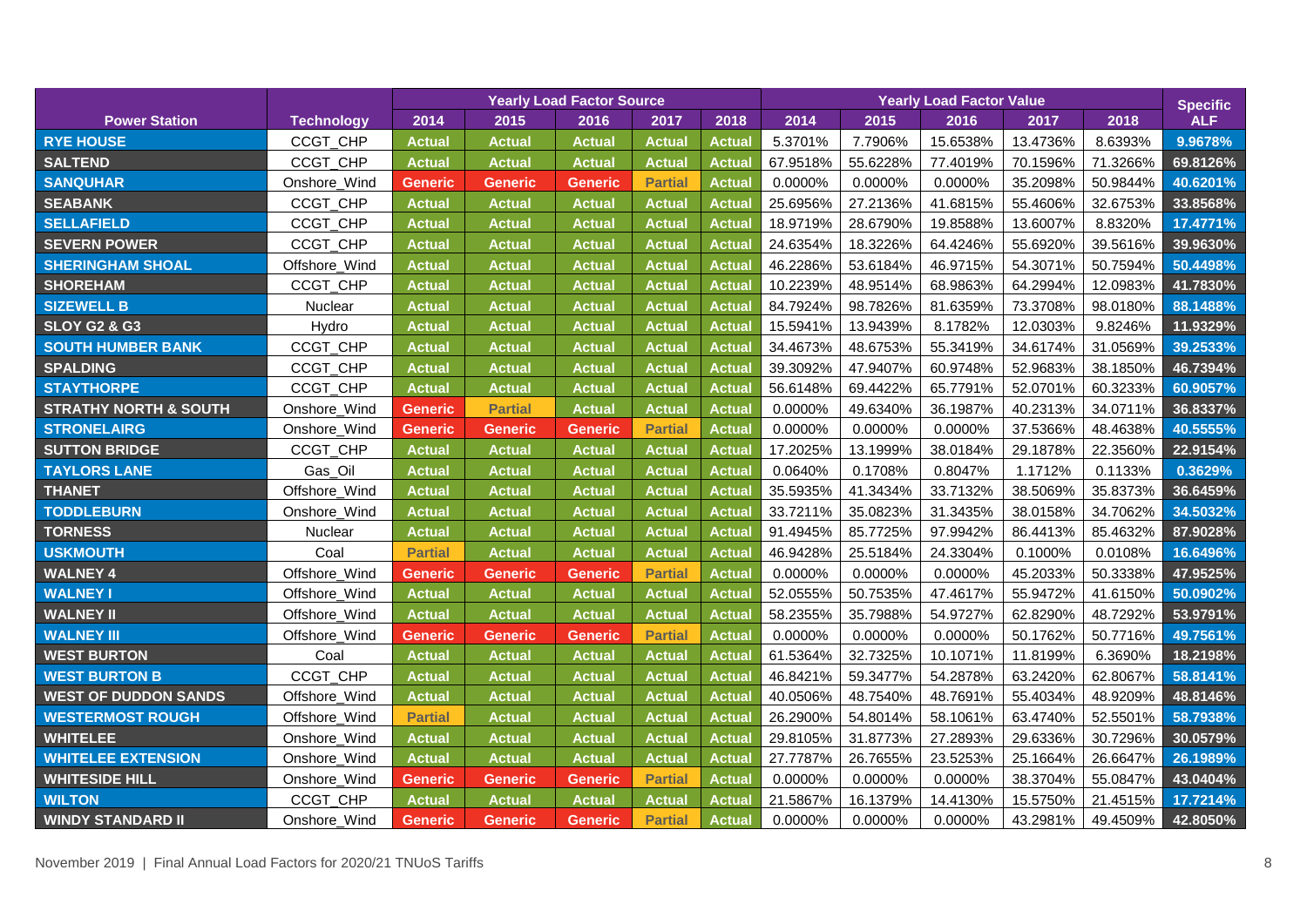| Power Station | Technology | Yearly Load Factor Source | | | | | Yearly Load Factor Value | | | | | Specific ALF |
|---|---|---|---|---|---|---|---|---|---|---|---|---|
| | | 2014 | 2015 | 2016 | 2017 | 2018 | 2014 | 2015 | 2016 | 2017 | 2018 | |
| RYE HOUSE | CCGT_CHP | Actual | Actual | Actual | Actual | Actual | 5.3701% | 7.7906% | 15.6538% | 13.4736% | 8.6393% | 9.9678% |
| SALTEND | CCGT_CHP | Actual | Actual | Actual | Actual | Actual | 67.9518% | 55.6228% | 77.4019% | 70.1596% | 71.3266% | 69.8126% |
| SANQUHAR | Onshore_Wind | Generic | Generic | Generic | Partial | Actual | 0.0000% | 0.0000% | 0.0000% | 35.2098% | 50.9844% | 40.6201% |
| SEABANK | CCGT_CHP | Actual | Actual | Actual | Actual | Actual | 25.6956% | 27.2136% | 41.6815% | 55.4606% | 32.6753% | 33.8568% |
| SELLAFIELD | CCGT_CHP | Actual | Actual | Actual | Actual | Actual | 18.9719% | 28.6790% | 19.8588% | 13.6007% | 8.8320% | 17.4771% |
| SEVERN POWER | CCGT_CHP | Actual | Actual | Actual | Actual | Actual | 24.6354% | 18.3226% | 64.4246% | 55.6920% | 39.5616% | 39.9630% |
| SHERINGHAM SHOAL | Offshore_Wind | Actual | Actual | Actual | Actual | Actual | 46.2286% | 53.6184% | 46.9715% | 54.3071% | 50.7594% | 50.4498% |
| SHOREHAM | CCGT_CHP | Actual | Actual | Actual | Actual | Actual | 10.2239% | 48.9514% | 68.9863% | 64.2994% | 12.0983% | 41.7830% |
| SIZEWELL B | Nuclear | Actual | Actual | Actual | Actual | Actual | 84.7924% | 98.7826% | 81.6359% | 73.3708% | 98.0180% | 88.1488% |
| SLOY G2 & G3 | Hydro | Actual | Actual | Actual | Actual | Actual | 15.5941% | 13.9439% | 8.1782% | 12.0303% | 9.8246% | 11.9329% |
| SOUTH HUMBER BANK | CCGT_CHP | Actual | Actual | Actual | Actual | Actual | 34.4673% | 48.6753% | 55.3419% | 34.6174% | 31.0569% | 39.2533% |
| SPALDING | CCGT_CHP | Actual | Actual | Actual | Actual | Actual | 39.3092% | 47.9407% | 60.9748% | 52.9683% | 38.1850% | 46.7394% |
| STAYTHORPE | CCGT_CHP | Actual | Actual | Actual | Actual | Actual | 56.6148% | 69.4422% | 65.7791% | 52.0701% | 60.3233% | 60.9057% |
| STRATHY NORTH & SOUTH | Onshore_Wind | Generic | Partial | Actual | Actual | Actual | 0.0000% | 49.6340% | 36.1987% | 40.2313% | 34.0711% | 36.8337% |
| STRONELAIRG | Onshore_Wind | Generic | Generic | Generic | Partial | Actual | 0.0000% | 0.0000% | 0.0000% | 37.5366% | 48.4638% | 40.5555% |
| SUTTON BRIDGE | CCGT_CHP | Actual | Actual | Actual | Actual | Actual | 17.2025% | 13.1999% | 38.0184% | 29.1878% | 22.3560% | 22.9154% |
| TAYLORS LANE | Gas_Oil | Actual | Actual | Actual | Actual | Actual | 0.0640% | 0.1708% | 0.8047% | 1.1712% | 0.1133% | 0.3629% |
| THANET | Offshore_Wind | Actual | Actual | Actual | Actual | Actual | 35.5935% | 41.3434% | 33.7132% | 38.5069% | 35.8373% | 36.6459% |
| TODDLEBURN | Onshore_Wind | Actual | Actual | Actual | Actual | Actual | 33.7211% | 35.0823% | 31.3435% | 38.0158% | 34.7062% | 34.5032% |
| TORNESS | Nuclear | Actual | Actual | Actual | Actual | Actual | 91.4945% | 85.7725% | 97.9942% | 86.4413% | 85.4632% | 87.9028% |
| USKMOUTH | Coal | Partial | Actual | Actual | Actual | Actual | 46.9428% | 25.5184% | 24.3304% | 0.1000% | 0.0108% | 16.6496% |
| WALNEY 4 | Offshore_Wind | Generic | Generic | Generic | Partial | Actual | 0.0000% | 0.0000% | 0.0000% | 45.2033% | 50.3338% | 47.9525% |
| WALNEY I | Offshore_Wind | Actual | Actual | Actual | Actual | Actual | 52.0555% | 50.7535% | 47.4617% | 55.9472% | 41.6150% | 50.0902% |
| WALNEY II | Offshore_Wind | Actual | Actual | Actual | Actual | Actual | 58.2355% | 35.7988% | 54.9727% | 62.8290% | 48.7292% | 53.9791% |
| WALNEY III | Offshore_Wind | Generic | Generic | Generic | Partial | Actual | 0.0000% | 0.0000% | 0.0000% | 50.1762% | 50.7716% | 49.7561% |
| WEST BURTON | Coal | Actual | Actual | Actual | Actual | Actual | 61.5364% | 32.7325% | 10.1071% | 11.8199% | 6.3690% | 18.2198% |
| WEST BURTON B | CCGT_CHP | Actual | Actual | Actual | Actual | Actual | 46.8421% | 59.3477% | 54.2878% | 63.2420% | 62.8067% | 58.8141% |
| WEST OF DUDDON SANDS | Offshore_Wind | Actual | Actual | Actual | Actual | Actual | 40.0506% | 48.7540% | 48.7691% | 55.4034% | 48.9209% | 48.8146% |
| WESTERMOST ROUGH | Offshore_Wind | Partial | Actual | Actual | Actual | Actual | 26.2900% | 54.8014% | 58.1061% | 63.4740% | 52.5501% | 58.7938% |
| WHITELEE | Onshore_Wind | Actual | Actual | Actual | Actual | Actual | 29.8105% | 31.8773% | 27.2893% | 29.6336% | 30.7296% | 30.0579% |
| WHITELEE EXTENSION | Onshore_Wind | Actual | Actual | Actual | Actual | Actual | 27.7787% | 26.7655% | 23.5253% | 25.1664% | 26.6647% | 26.1989% |
| WHITESIDE HILL | Onshore_Wind | Generic | Generic | Generic | Partial | Actual | 0.0000% | 0.0000% | 0.0000% | 38.3704% | 55.0847% | 43.0404% |
| WILTON | CCGT_CHP | Actual | Actual | Actual | Actual | Actual | 21.5867% | 16.1379% | 14.4130% | 15.5750% | 21.4515% | 17.7214% |
| WINDY STANDARD II | Onshore_Wind | Generic | Generic | Generic | Partial | Actual | 0.0000% | 0.0000% | 0.0000% | 43.2981% | 49.4509% | 42.8050% |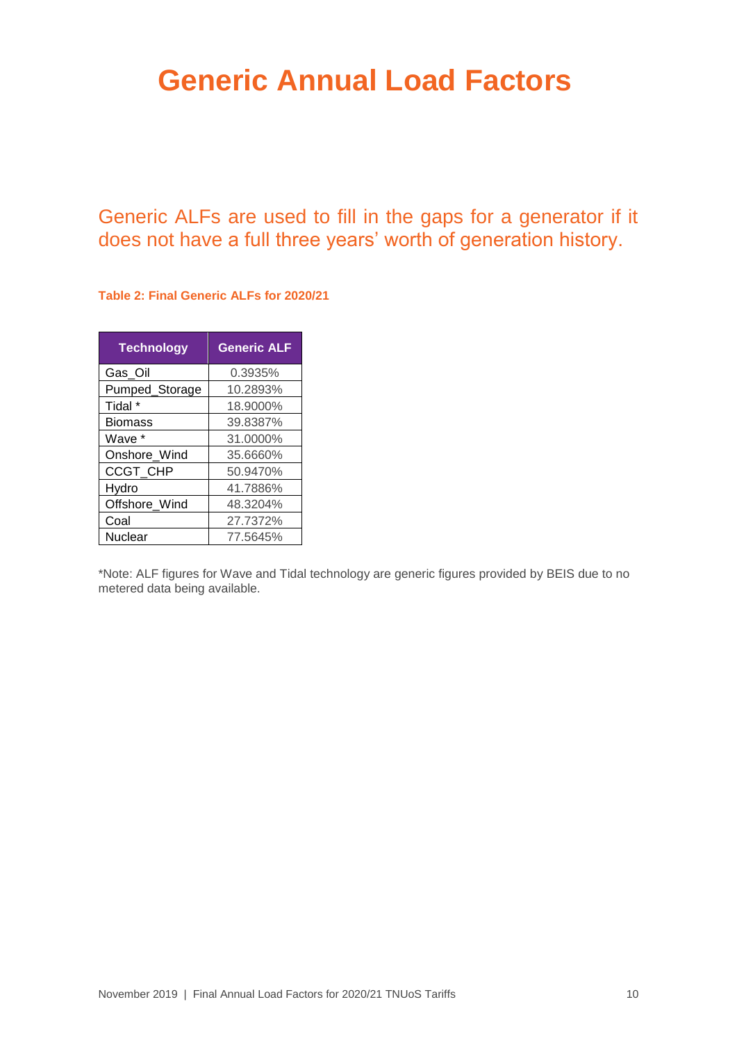# Generic Annual Load Factors

Generic ALFs are used to fill in the gaps for a generator if it does not have a full three years' worth of generation history.

**Table 2: Final Generic ALFs for 2020/21**

| Technology | Generic ALF |
|---|---|
| Gas_Oil | 0.3935% |
| Pumped_Storage | 10.2893% |
| Tidal * | 18.9000% |
| Biomass | 39.8387% |
| Wave * | 31.0000% |
| Onshore_Wind | 35.6660% |
| CCGT_CHP | 50.9470% |
| Hydro | 41.7886% |
| Offshore_Wind | 48.3204% |
| Coal | 27.7372% |
| Nuclear | 77.5645% |

*Note: ALF figures for Wave and Tidal technology are generic figures provided by BEIS due to no metered data being available.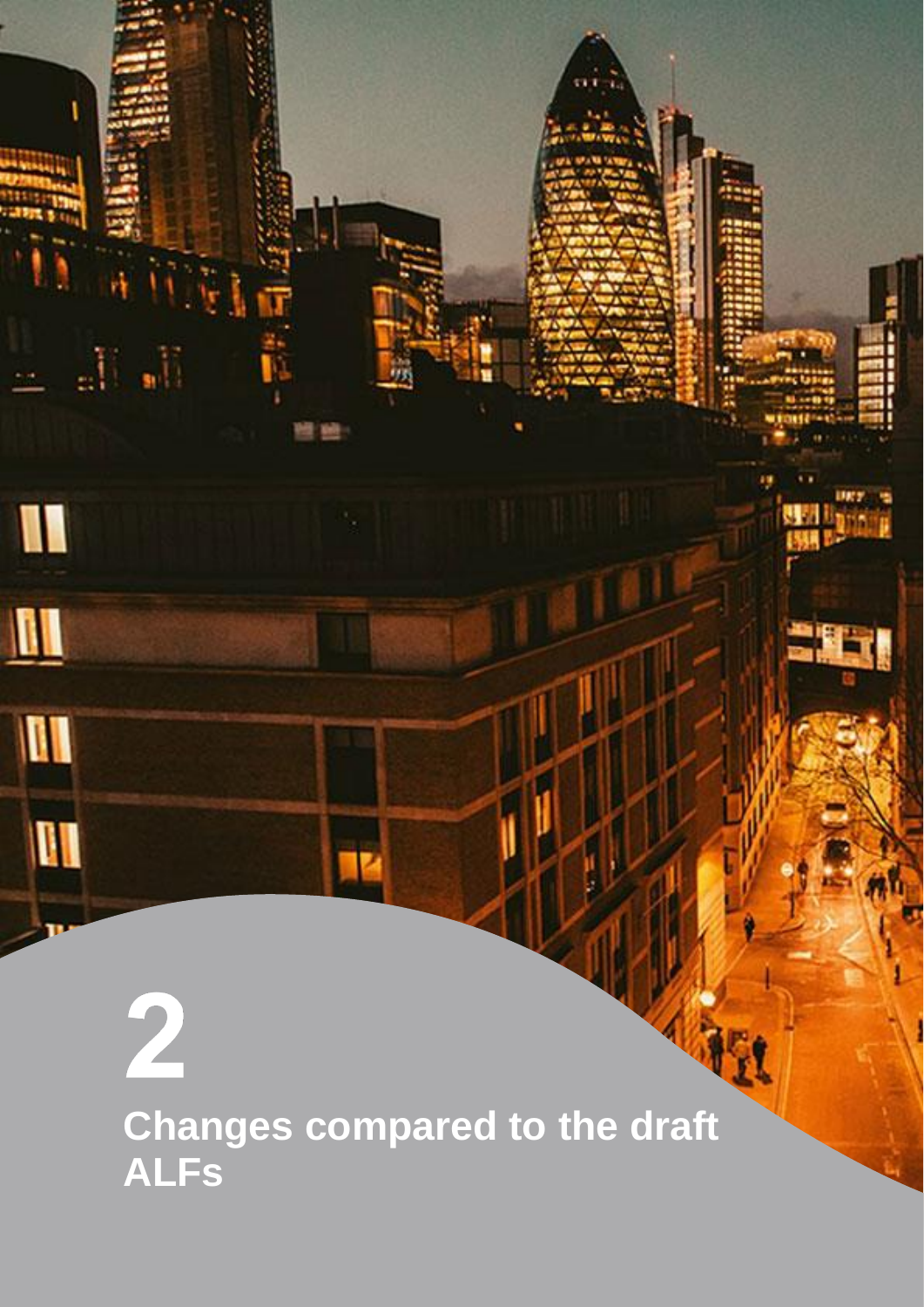# 2

# Changes compared to the draft ALFs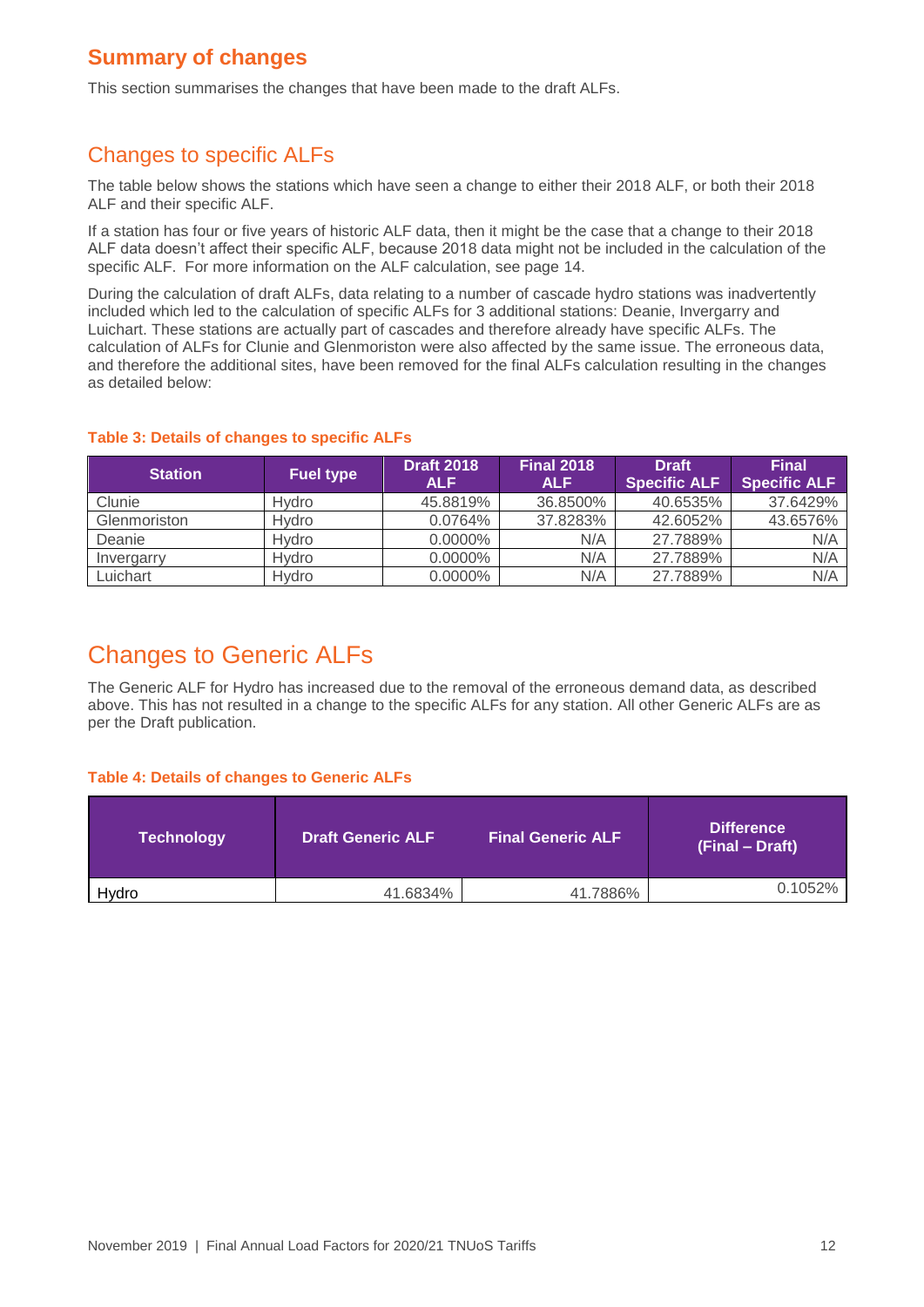## Summary of changes

This section summarises the changes that have been made to the draft ALFs.

### Changes to specific ALFs

The table below shows the stations which have seen a change to either their 2018 ALF, or both their 2018 ALF and their specific ALF.

If a station has four or five years of historic ALF data, then it might be the case that a change to their 2018 ALF data doesn't affect their specific ALF, because 2018 data might not be included in the calculation of the specific ALF. For more information on the ALF calculation, see page 14.

During the calculation of draft ALFs, data relating to a number of cascade hydro stations was inadvertently included which led to the calculation of specific ALFs for 3 additional stations: Deanie, Invergarry and Luichart. These stations are actually part of cascades and therefore already have specific ALFs. The calculation of ALFs for Clunie and Glenmoriston were also affected by the same issue. The erroneous data, and therefore the additional sites, have been removed for the final ALFs calculation resulting in the changes as detailed below:

**Table 3: Details of changes to specific ALFs**

| Station | Fuel type | Draft 2018 ALF | Final 2018 ALF | Draft Specific ALF | Final Specific ALF |
|---|---|---|---|---|---|
| Clunie | Hydro | 45.8819% | 36.8500% | 40.6535% | 37.6429% |
| Glenmoriston | Hydro | 0.0764% | 37.8283% | 42.6052% | 43.6576% |
| Deanie | Hydro | 0.0000% | N/A | 27.7889% | N/A |
| Invergarry | Hydro | 0.0000% | N/A | 27.7889% | N/A |
| Luichart | Hydro | 0.0000% | N/A | 27.7889% | N/A |

## Changes to Generic ALFs

The Generic ALF for Hydro has increased due to the removal of the erroneous demand data, as described above. This has not resulted in a change to the specific ALFs for any station. All other Generic ALFs are as per the Draft publication.

**Table 4: Details of changes to Generic ALFs**

| Technology | Draft Generic ALF | Final Generic ALF | Difference (Final – Draft) |
|---|---|---|---|
| Hydro | 41.6834% | 41.7886% | 0.1052% |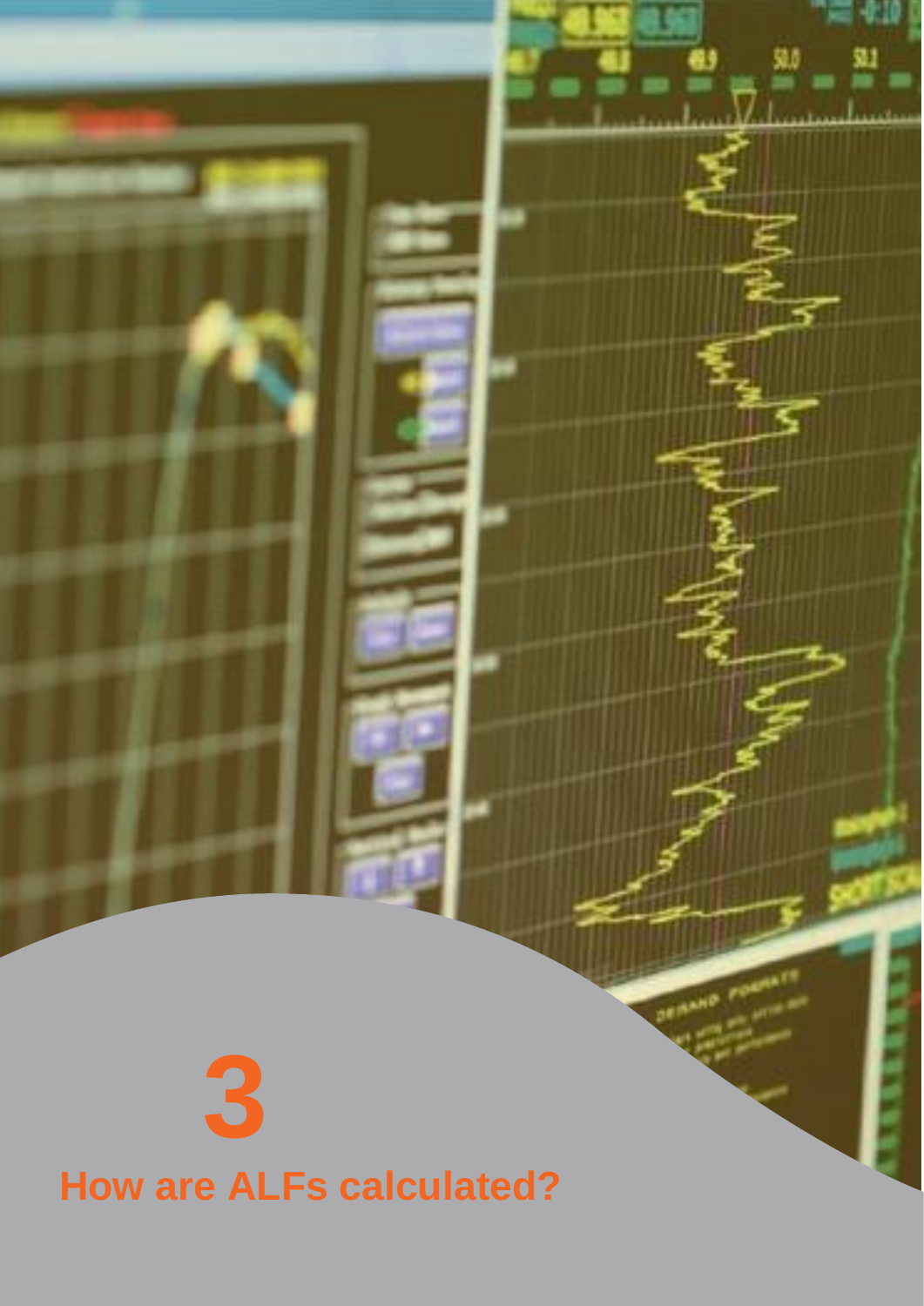# 3

## How are ALFs calculated?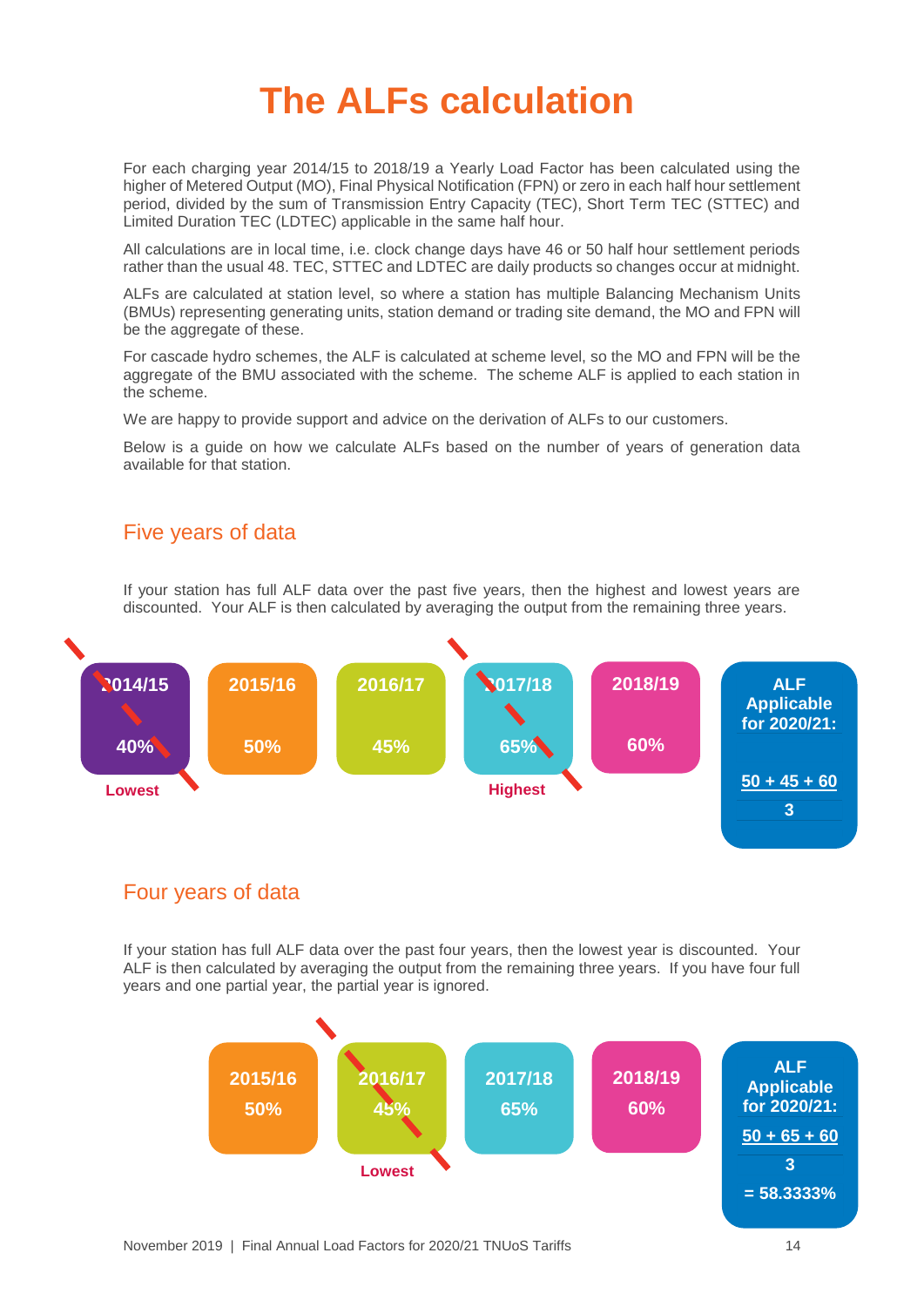# The ALFs calculation

For each charging year 2014/15 to 2018/19 a Yearly Load Factor has been calculated using the higher of Metered Output (MO), Final Physical Notification (FPN) or zero in each half hour settlement period, divided by the sum of Transmission Entry Capacity (TEC), Short Term TEC (STTEC) and Limited Duration TEC (LDTEC) applicable in the same half hour.

All calculations are in local time, i.e. clock change days have 46 or 50 half hour settlement periods rather than the usual 48. TEC, STTEC and LDTEC are daily products so changes occur at midnight.

ALFs are calculated at station level, so where a station has multiple Balancing Mechanism Units (BMUs) representing generating units, station demand or trading site demand, the MO and FPN will be the aggregate of these.

For cascade hydro schemes, the ALF is calculated at scheme level, so the MO and FPN will be the aggregate of the BMU associated with the scheme. The scheme ALF is applied to each station in the scheme.

We are happy to provide support and advice on the derivation of ALFs to our customers.

Below is a guide on how we calculate ALFs based on the number of years of generation data available for that station.

## Five years of data

If your station has full ALF data over the past five years, then the highest and lowest years are discounted. Your ALF is then calculated by averaging the output from the remaining three years.

| 2014/15 | 2015/16 | 2016/17 | 2017/18 | 2018/19 | ALF Applicable for 2020/21: |
|---|---|---|---|---|---|
| 40% (Lowest – discounted) | 50% | 45% | 65% (Highest – discounted) | 60% | $\frac{50 + 45 + 60}{3}$ |

## Four years of data

If your station has full ALF data over the past four years, then the lowest year is discounted. Your ALF is then calculated by averaging the output from the remaining three years. If you have four full years and one partial year, the partial year is ignored.

| 2015/16 | 2016/17 | 2017/18 | 2018/19 | ALF Applicable for 2020/21: |
|---|---|---|---|---|
| 50% | 45% (Lowest – discounted) | 65% | 60% | $\frac{50 + 65 + 60}{3}$ = 58.3333% |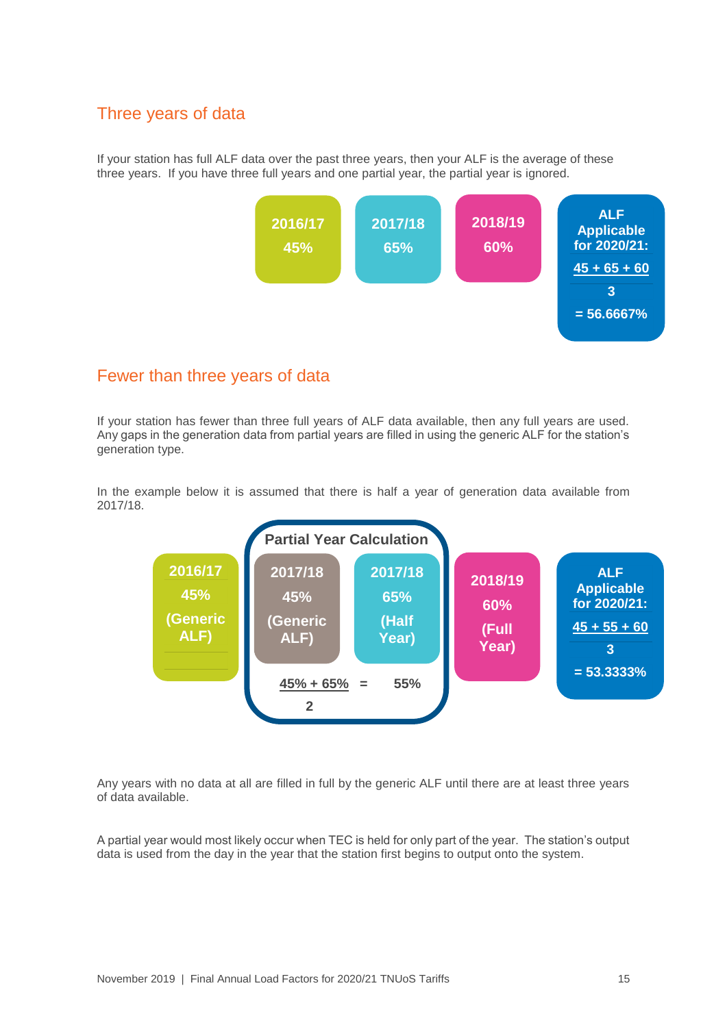## Three years of data

If your station has full ALF data over the past three years, then your ALF is the average of these three years. If you have three full years and one partial year, the partial year is ignored.

| 2016/17 | 2017/18 | 2018/19 | ALF Applicable for 2020/21: |
|---|---|---|---|
| 45% | 65% | 60% | $\frac{45 + 65 + 60}{3}$ = 56.6667% |

## Fewer than three years of data

If your station has fewer than three full years of ALF data available, then any full years are used. Any gaps in the generation data from partial years are filled in using the generic ALF for the station's generation type.

In the example below it is assumed that there is half a year of generation data available from 2017/18.

| 2016/17 | Partial Year Calculation: 2017/18 | Partial Year Calculation: 2017/18 | 2018/19 | ALF Applicable for 2020/21: |
|---|---|---|---|---|
| 45% (Generic ALF) | 45% (Generic ALF) | 65% (Half Year) | 60% (Full Year) | $\frac{45 + 55 + 60}{3}$ = 53.3333% |
| | $\frac{45\% + 65\%}{2}$ = 55% | | | |

Any years with no data at all are filled in full by the generic ALF until there are at least three years of data available.

A partial year would most likely occur when TEC is held for only part of the year. The station's output data is used from the day in the year that the station first begins to output onto the system.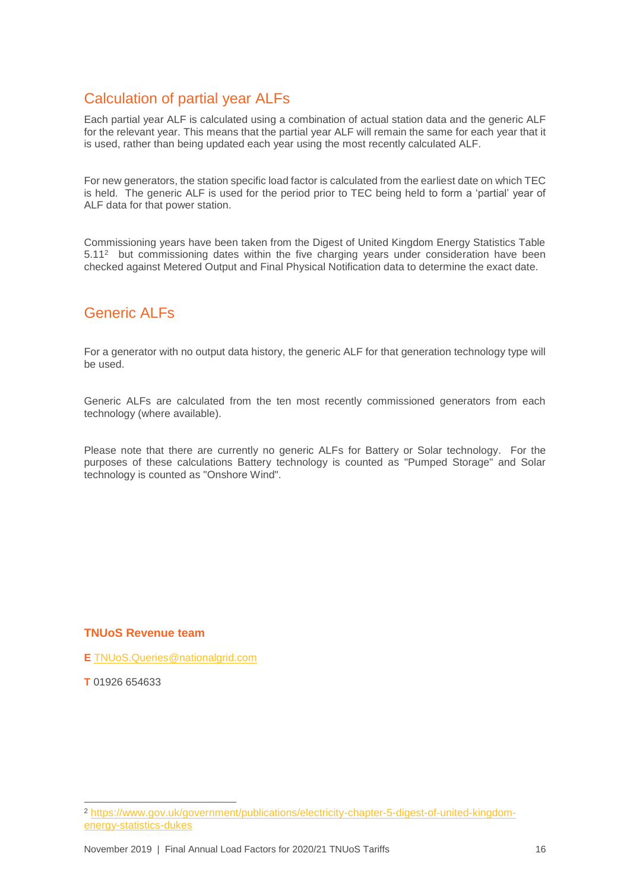## Calculation of partial year ALFs

Each partial year ALF is calculated using a combination of actual station data and the generic ALF for the relevant year. This means that the partial year ALF will remain the same for each year that it is used, rather than being updated each year using the most recently calculated ALF.

For new generators, the station specific load factor is calculated from the earliest date on which TEC is held. The generic ALF is used for the period prior to TEC being held to form a 'partial' year of ALF data for that power station.

Commissioning years have been taken from the Digest of United Kingdom Energy Statistics Table 5.11[2] but commissioning dates within the five charging years under consideration have been checked against Metered Output and Final Physical Notification data to determine the exact date.

## Generic ALFs

For a generator with no output data history, the generic ALF for that generation technology type will be used.

Generic ALFs are calculated from the ten most recently commissioned generators from each technology (where available).

Please note that there are currently no generic ALFs for Battery or Solar technology. For the purposes of these calculations Battery technology is counted as "Pumped Storage" and Solar technology is counted as "Onshore Wind".

**TNUoS Revenue team**

**E** TNUoS.Queries@nationalgrid.com

**T** 01926 654633

[2] https://www.gov.uk/government/publications/electricity-chapter-5-digest-of-united-kingdom-energy-statistics-dukes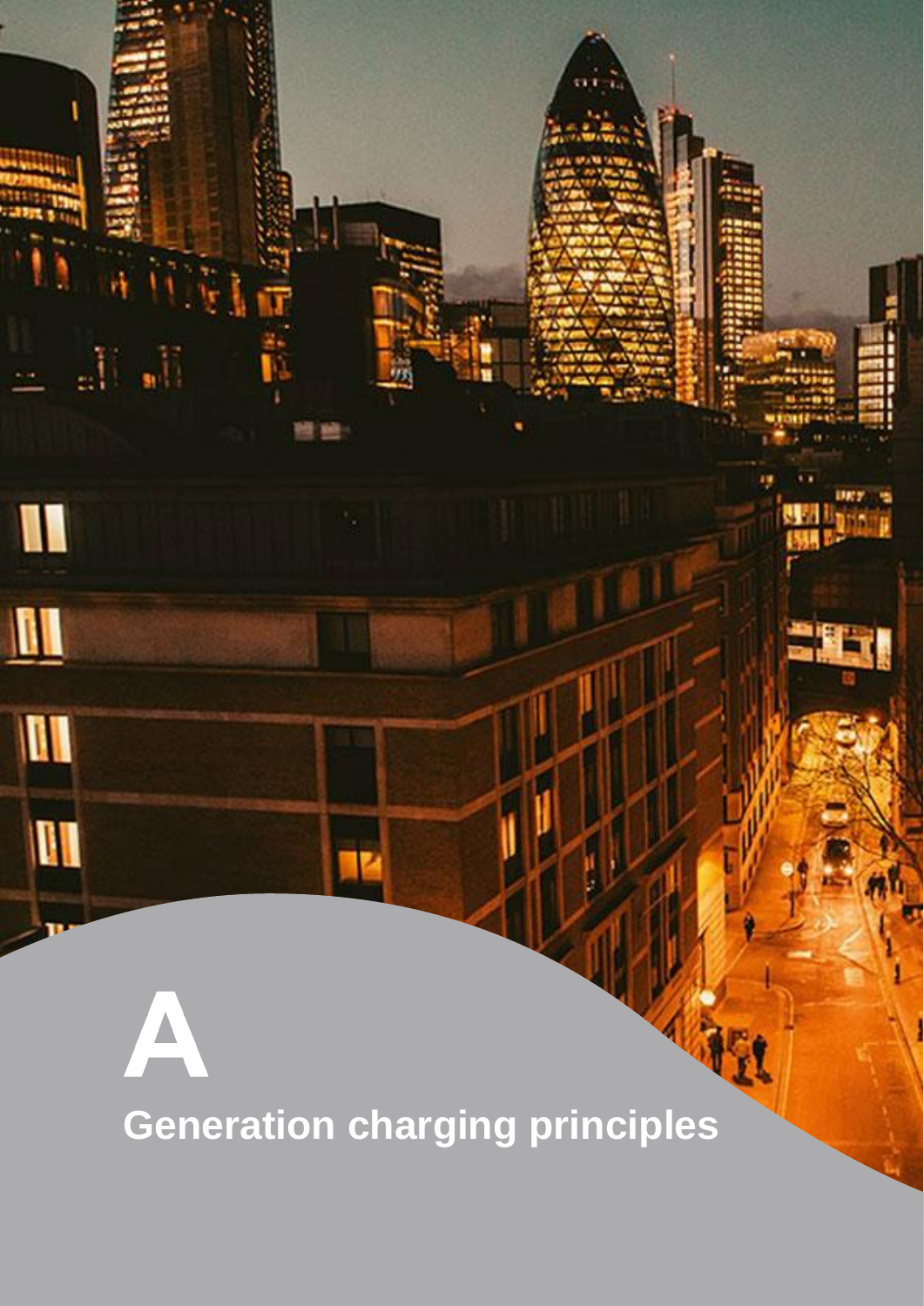# A

# Generation charging principles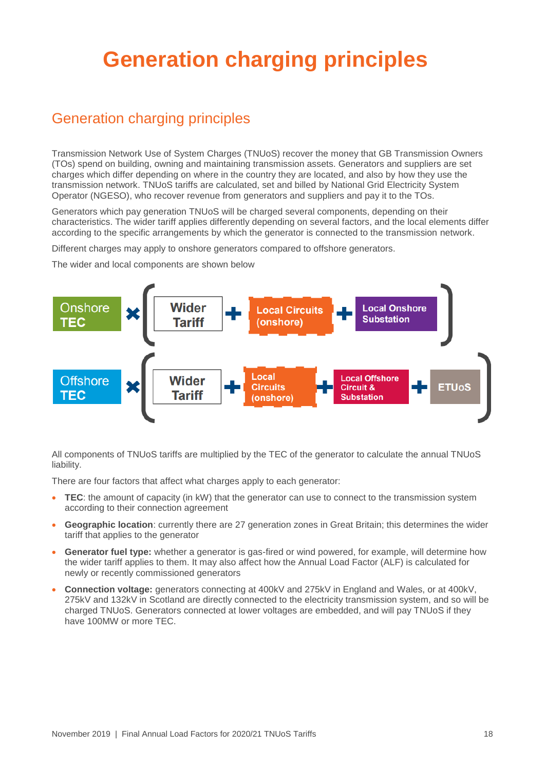# Generation charging principles

## Generation charging principles

Transmission Network Use of System Charges (TNUoS) recover the money that GB Transmission Owners (TOs) spend on building, owning and maintaining transmission assets. Generators and suppliers are set charges which differ depending on where in the country they are located, and also by how they use the transmission network. TNUoS tariffs are calculated, set and billed by National Grid Electricity System Operator (NGESO), who recover revenue from generators and suppliers and pay it to the TOs.

Generators which pay generation TNUoS will be charged several components, depending on their characteristics. The wider tariff applies differently depending on several factors, and the local elements differ according to the specific arrangements by which the generator is connected to the transmission network.

Different charges may apply to onshore generators compared to offshore generators.

The wider and local components are shown below

**Onshore TEC** × ( **Wider Tariff** + **Local Circuits (onshore)** + **Local Onshore Substation** )

**Offshore TEC** × ( **Wider Tariff** + **Local Circuits (onshore)** + **Local Offshore Circuit & Substation** + **ETUoS** )

All components of TNUoS tariffs are multiplied by the TEC of the generator to calculate the annual TNUoS liability.

There are four factors that affect what charges apply to each generator:

- **TEC**: the amount of capacity (in kW) that the generator can use to connect to the transmission system according to their connection agreement
- **Geographic location**: currently there are 27 generation zones in Great Britain; this determines the wider tariff that applies to the generator
- **Generator fuel type:** whether a generator is gas-fired or wind powered, for example, will determine how the wider tariff applies to them. It may also affect how the Annual Load Factor (ALF) is calculated for newly or recently commissioned generators
- **Connection voltage:** generators connecting at 400kV and 275kV in England and Wales, or at 400kV, 275kV and 132kV in Scotland are directly connected to the electricity transmission system, and so will be charged TNUoS. Generators connected at lower voltages are embedded, and will pay TNUoS if they have 100MW or more TEC.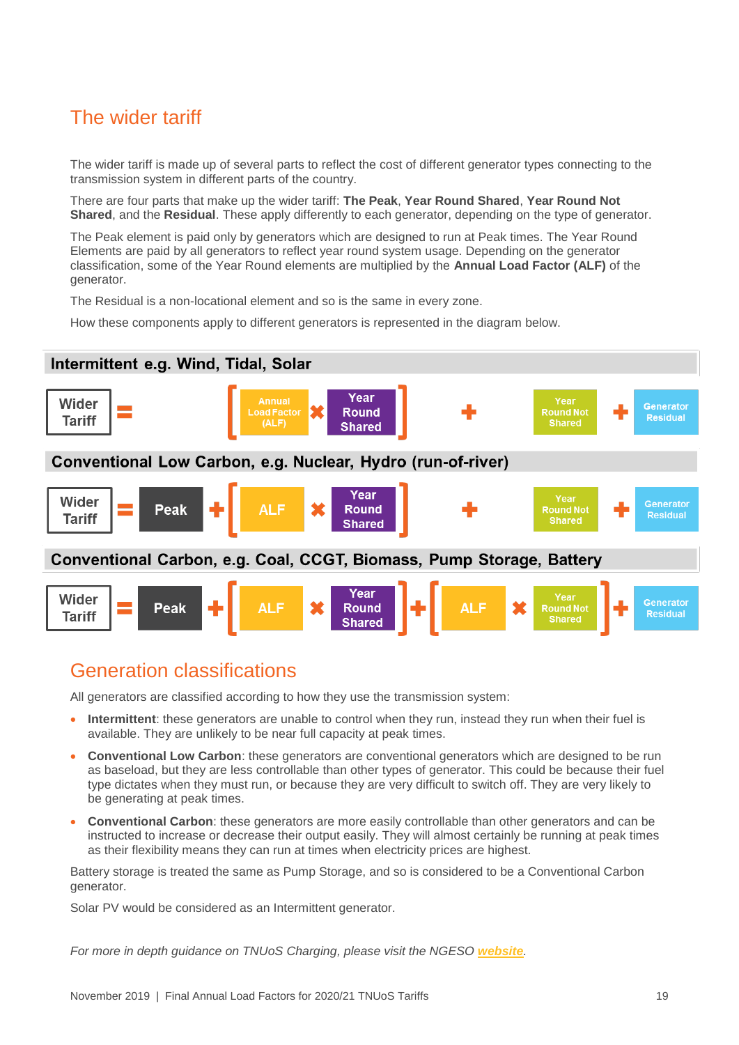## The wider tariff

The wider tariff is made up of several parts to reflect the cost of different generator types connecting to the transmission system in different parts of the country.

There are four parts that make up the wider tariff: **The Peak**, **Year Round Shared**, **Year Round Not Shared**, and the **Residual**. These apply differently to each generator, depending on the type of generator.

The Peak element is paid only by generators which are designed to run at Peak times. The Year Round Elements are paid by all generators to reflect year round system usage. Depending on the generator classification, some of the Year Round elements are multiplied by the **Annual Load Factor (ALF)** of the generator.

The Residual is a non-locational element and so is the same in every zone.

How these components apply to different generators is represented in the diagram below.

**Intermittent e.g. Wind, Tidal, Solar**

Wider Tariff = [ Annual Load Factor (ALF) ✖ Year Round Shared ] + Year Round Not Shared + Generator Residual

**Conventional Low Carbon, e.g. Nuclear, Hydro (run-of-river)**

Wider Tariff = Peak + [ ALF ✖ Year Round Shared ] + Year Round Not Shared + Generator Residual

**Conventional Carbon, e.g. Coal, CCGT, Biomass, Pump Storage, Battery**

Wider Tariff = Peak + [ ALF ✖ Year Round Shared ] + [ ALF ✖ Year Round Not Shared ] + Generator Residual

## Generation classifications

All generators are classified according to how they use the transmission system:

- **Intermittent**: these generators are unable to control when they run, instead they run when their fuel is available. They are unlikely to be near full capacity at peak times.
- **Conventional Low Carbon**: these generators are conventional generators which are designed to be run as baseload, but they are less controllable than other types of generator. This could be because their fuel type dictates when they must run, or because they are very difficult to switch off. They are very likely to be generating at peak times.
- **Conventional Carbon**: these generators are more easily controllable than other generators and can be instructed to increase or decrease their output easily. They will almost certainly be running at peak times as their flexibility means they can run at times when electricity prices are highest.

Battery storage is treated the same as Pump Storage, and so is considered to be a Conventional Carbon generator.

Solar PV would be considered as an Intermittent generator.

*For more in depth guidance on TNUoS Charging, please visit the NGESO **website**.*